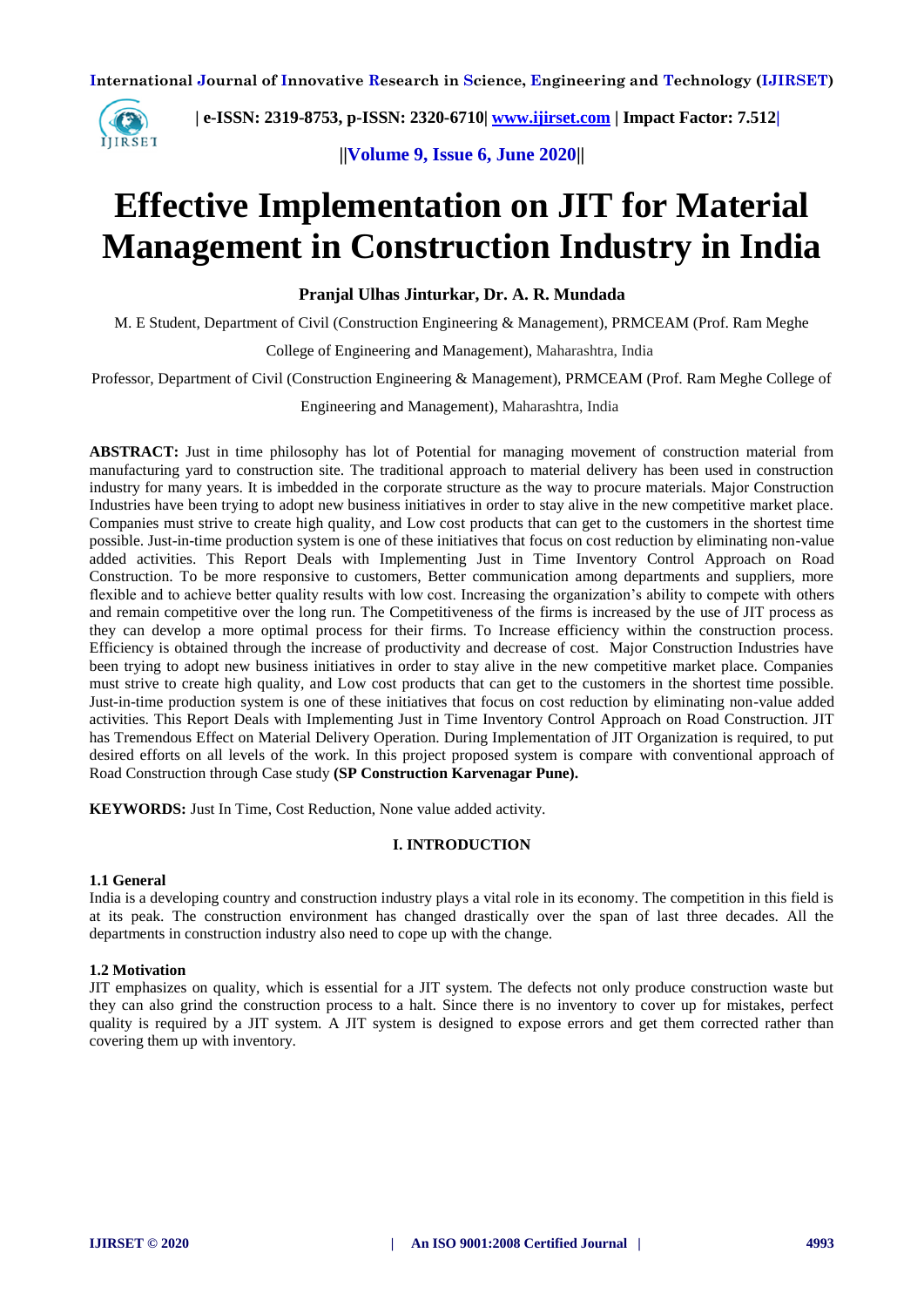# Effective Implementation on JIT for Material Management in Construction Industry in India

**Pranjal Ulhas Jinturkar, Dr. A. R. Mundada**

M. E Student, Department of Civil (Construction Engineering & Management), PRMCEAM (Prof. Ram Meghe College of Engineering and Management), Maharashtra, India

Professor, Department of Civil (Construction Engineering & Management), PRMCEAM (Prof. Ram Meghe College of Engineering and Management), Maharashtra, India

**ABSTRACT:** Just in time philosophy has lot of Potential for managing movement of construction material from manufacturing yard to construction site. The traditional approach to material delivery has been used in construction industry for many years. It is imbedded in the corporate structure as the way to procure materials. Major Construction Industries have been trying to adopt new business initiatives in order to stay alive in the new competitive market place. Companies must strive to create high quality, and Low cost products that can get to the customers in the shortest time possible. Just-in-time production system is one of these initiatives that focus on cost reduction by eliminating non-value added activities. This Report Deals with Implementing Just in Time Inventory Control Approach on Road Construction. To be more responsive to customers, Better communication among departments and suppliers, more flexible and to achieve better quality results with low cost. Increasing the organization's ability to compete with others and remain competitive over the long run. The Competitiveness of the firms is increased by the use of JIT process as they can develop a more optimal process for their firms. To Increase efficiency within the construction process. Efficiency is obtained through the increase of productivity and decrease of cost. Major Construction Industries have been trying to adopt new business initiatives in order to stay alive in the new competitive market place. Companies must strive to create high quality, and Low cost products that can get to the customers in the shortest time possible. Just-in-time production system is one of these initiatives that focus on cost reduction by eliminating non-value added activities. This Report Deals with Implementing Just in Time Inventory Control Approach on Road Construction. JIT has Tremendous Effect on Material Delivery Operation. During Implementation of JIT Organization is required, to put desired efforts on all levels of the work. In this project proposed system is compare with conventional approach of Road Construction through Case study **(SP Construction Karvenagar Pune).**

**KEYWORDS:** Just In Time, Cost Reduction, None value added activity.

## I. INTRODUCTION

### 1.1 General

India is a developing country and construction industry plays a vital role in its economy. The competition in this field is at its peak. The construction environment has changed drastically over the span of last three decades. All the departments in construction industry also need to cope up with the change.

### 1.2 Motivation

JIT emphasizes on quality, which is essential for a JIT system. The defects not only produce construction waste but they can also grind the construction process to a halt. Since there is no inventory to cover up for mistakes, perfect quality is required by a JIT system. A JIT system is designed to expose errors and get them corrected rather than covering them up with inventory.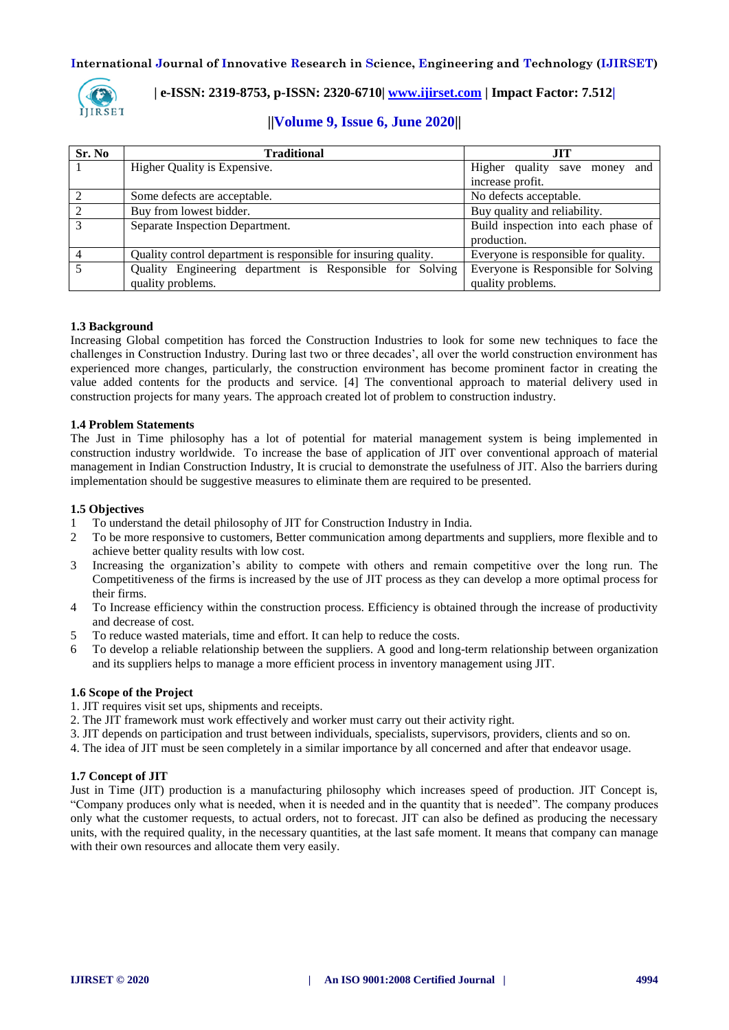| Sr. No | Traditional | JIT |
|---|---|---|
| 1 | Higher Quality is Expensive. | Higher quality save money and increase profit. |
| 2 | Some defects are acceptable. | No defects acceptable. |
| 2 | Buy from lowest bidder. | Buy quality and reliability. |
| 3 | Separate Inspection Department. | Build inspection into each phase of production. |
| 4 | Quality control department is responsible for insuring quality. | Everyone is responsible for quality. |
| 5 | Quality Engineering department is Responsible for Solving quality problems. | Everyone is Responsible for Solving quality problems. |

### 1.3 Background

Increasing Global competition has forced the Construction Industries to look for some new techniques to face the challenges in Construction Industry. During last two or three decades', all over the world construction environment has experienced more changes, particularly, the construction environment has become prominent factor in creating the value added contents for the products and service. [4] The conventional approach to material delivery used in construction projects for many years. The approach created lot of problem to construction industry.

### 1.4 Problem Statements

The Just in Time philosophy has a lot of potential for material management system is being implemented in construction industry worldwide. To increase the base of application of JIT over conventional approach of material management in Indian Construction Industry, It is crucial to demonstrate the usefulness of JIT. Also the barriers during implementation should be suggestive measures to eliminate them are required to be presented.

### 1.5 Objectives

1. To understand the detail philosophy of JIT for Construction Industry in India.
2. To be more responsive to customers, Better communication among departments and suppliers, more flexible and to achieve better quality results with low cost.
3. Increasing the organization's ability to compete with others and remain competitive over the long run. The Competitiveness of the firms is increased by the use of JIT process as they can develop a more optimal process for their firms.
4. To Increase efficiency within the construction process. Efficiency is obtained through the increase of productivity and decrease of cost.
5. To reduce wasted materials, time and effort. It can help to reduce the costs.
6. To develop a reliable relationship between the suppliers. A good and long-term relationship between organization and its suppliers helps to manage a more efficient process in inventory management using JIT.

### 1.6 Scope of the Project

1. JIT requires visit set ups, shipments and receipts.
2. The JIT framework must work effectively and worker must carry out their activity right.
3. JIT depends on participation and trust between individuals, specialists, supervisors, providers, clients and so on.
4. The idea of JIT must be seen completely in a similar importance by all concerned and after that endeavor usage.

### 1.7 Concept of JIT

Just in Time (JIT) production is a manufacturing philosophy which increases speed of production. JIT Concept is, "Company produces only what is needed, when it is needed and in the quantity that is needed". The company produces only what the customer requests, to actual orders, not to forecast. JIT can also be defined as producing the necessary units, with the required quality, in the necessary quantities, at the last safe moment. It means that company can manage with their own resources and allocate them very easily.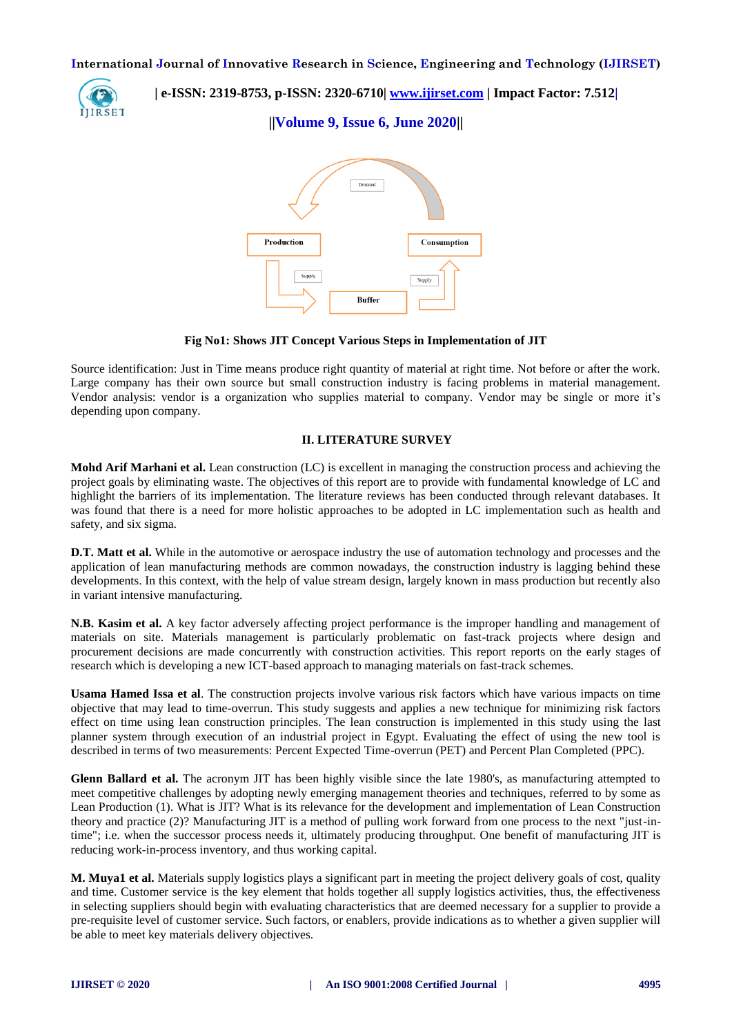**Fig No1: Shows JIT Concept Various Steps in Implementation of JIT**

Source identification: Just in Time means produce right quantity of material at right time. Not before or after the work. Large company has their own source but small construction industry is facing problems in material management. Vendor analysis: vendor is a organization who supplies material to company. Vendor may be single or more it's depending upon company.

## II. LITERATURE SURVEY

**Mohd Arif Marhani et al.** Lean construction (LC) is excellent in managing the construction process and achieving the project goals by eliminating waste. The objectives of this report are to provide with fundamental knowledge of LC and highlight the barriers of its implementation. The literature reviews has been conducted through relevant databases. It was found that there is a need for more holistic approaches to be adopted in LC implementation such as health and safety, and six sigma.

**D.T. Matt et al.** While in the automotive or aerospace industry the use of automation technology and processes and the application of lean manufacturing methods are common nowadays, the construction industry is lagging behind these developments. In this context, with the help of value stream design, largely known in mass production but recently also in variant intensive manufacturing.

**N.B. Kasim et al.** A key factor adversely affecting project performance is the improper handling and management of materials on site. Materials management is particularly problematic on fast-track projects where design and procurement decisions are made concurrently with construction activities. This report reports on the early stages of research which is developing a new ICT-based approach to managing materials on fast-track schemes.

**Usama Hamed Issa et al**. The construction projects involve various risk factors which have various impacts on time objective that may lead to time-overrun. This study suggests and applies a new technique for minimizing risk factors effect on time using lean construction principles. The lean construction is implemented in this study using the last planner system through execution of an industrial project in Egypt. Evaluating the effect of using the new tool is described in terms of two measurements: Percent Expected Time-overrun (PET) and Percent Plan Completed (PPC).

**Glenn Ballard et al.** The acronym JIT has been highly visible since the late 1980's, as manufacturing attempted to meet competitive challenges by adopting newly emerging management theories and techniques, referred to by some as Lean Production (1). What is JIT? What is its relevance for the development and implementation of Lean Construction theory and practice (2)? Manufacturing JIT is a method of pulling work forward from one process to the next "just-in-time"; i.e. when the successor process needs it, ultimately producing throughput. One benefit of manufacturing JIT is reducing work-in-process inventory, and thus working capital.

**M. Muya1 et al.** Materials supply logistics plays a significant part in meeting the project delivery goals of cost, quality and time. Customer service is the key element that holds together all supply logistics activities, thus, the effectiveness in selecting suppliers should begin with evaluating characteristics that are deemed necessary for a supplier to provide a pre-requisite level of customer service. Such factors, or enablers, provide indications as to whether a given supplier will be able to meet key materials delivery objectives.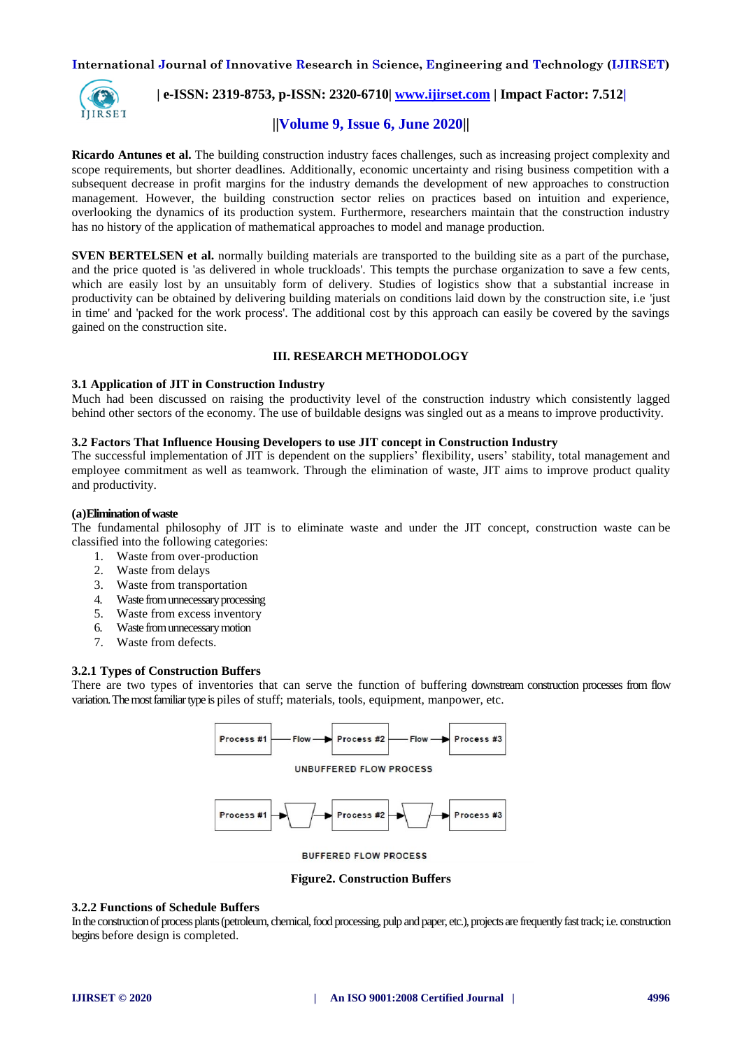**Ricardo Antunes et al.** The building construction industry faces challenges, such as increasing project complexity and scope requirements, but shorter deadlines. Additionally, economic uncertainty and rising business competition with a subsequent decrease in profit margins for the industry demands the development of new approaches to construction management. However, the building construction sector relies on practices based on intuition and experience, overlooking the dynamics of its production system. Furthermore, researchers maintain that the construction industry has no history of the application of mathematical approaches to model and manage production.

**SVEN BERTELSEN et al.** normally building materials are transported to the building site as a part of the purchase, and the price quoted is 'as delivered in whole truckloads'. This tempts the purchase organization to save a few cents, which are easily lost by an unsuitably form of delivery. Studies of logistics show that a substantial increase in productivity can be obtained by delivering building materials on conditions laid down by the construction site, i.e 'just in time' and 'packed for the work process'. The additional cost by this approach can easily be covered by the savings gained on the construction site.

## III. RESEARCH METHODOLOGY

### 3.1 Application of JIT in Construction Industry

Much had been discussed on raising the productivity level of the construction industry which consistently lagged behind other sectors of the economy. The use of buildable designs was singled out as a means to improve productivity.

### 3.2 Factors That Influence Housing Developers to use JIT concept in Construction Industry

The successful implementation of JIT is dependent on the suppliers' flexibility, users' stability, total management and employee commitment as well as teamwork. Through the elimination of waste, JIT aims to improve product quality and productivity.

**(a)Elimination of waste**

The fundamental philosophy of JIT is to eliminate waste and under the JIT concept, construction waste can be classified into the following categories:

1. Waste from over-production
2. Waste from delays
3. Waste from transportation
4. Waste from unnecessary processing
5. Waste from excess inventory
6. Waste from unnecessary motion
7. Waste from defects.

#### 3.2.1 Types of Construction Buffers

There are two types of inventories that can serve the function of buffering downstream construction processes from flow variation. The most familiar type is piles of stuff; materials, tools, equipment, manpower, etc.

Process #1 — Flow → Process #2 — Flow → Process #3

UNBUFFERED FLOW PROCESS

Process #1 → [buffer] → Process #2 → [buffer] → Process #3

BUFFERED FLOW PROCESS

**Figure2. Construction Buffers**

#### 3.2.2 Functions of Schedule Buffers

In the construction of process plants (petroleum, chemical, food processing, pulp and paper, etc.), projects are frequently fast track; i.e. construction begins before design is completed.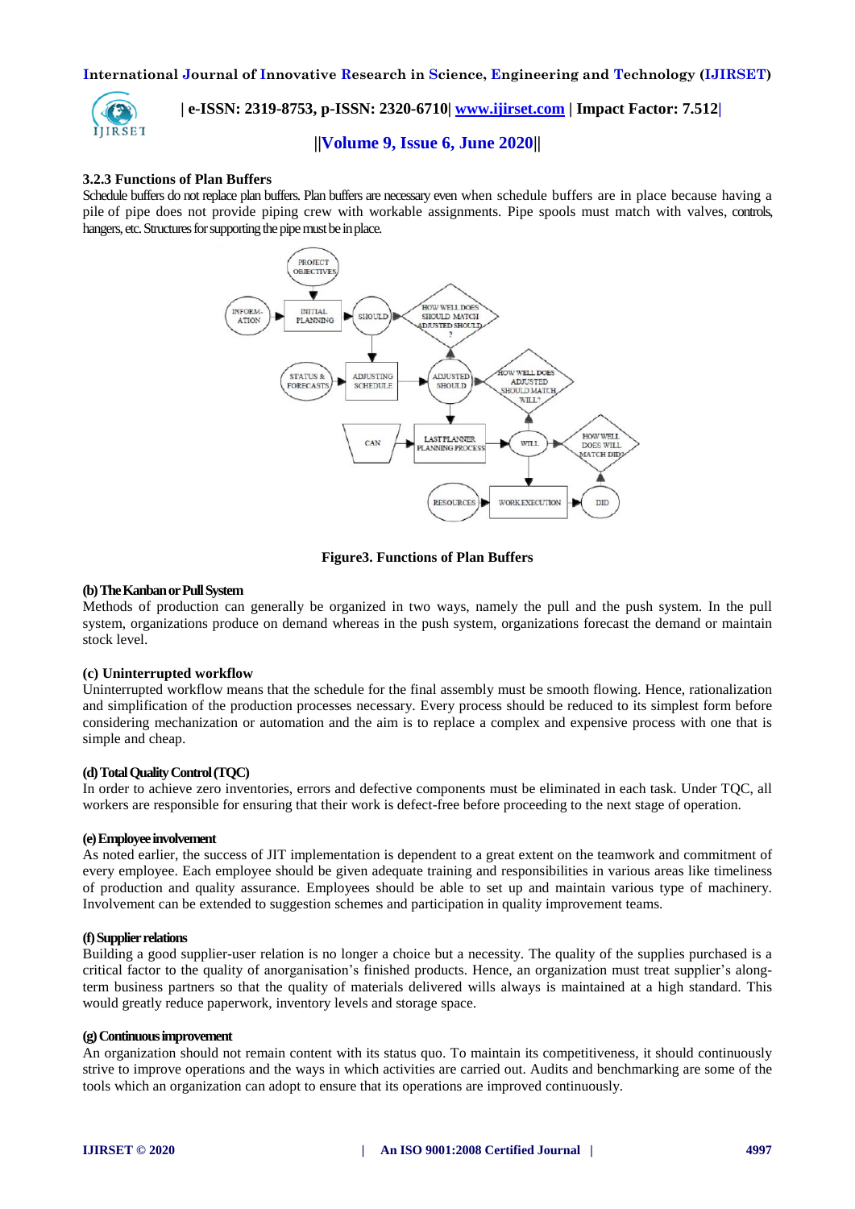### 3.2.3 Functions of Plan Buffers

Schedule buffers do not replace plan buffers. Plan buffers are necessary even when schedule buffers are in place because having a pile of pipe does not provide piping crew with workable assignments. Pipe spools must match with valves, controls, hangers, etc. Structures for supporting the pipe must be in place.

**Figure3. Functions of Plan Buffers**

**(b) The Kanban or Pull System**

Methods of production can generally be organized in two ways, namely the pull and the push system. In the pull system, organizations produce on demand whereas in the push system, organizations forecast the demand or maintain stock level.

**(c) Uninterrupted workflow**

Uninterrupted workflow means that the schedule for the final assembly must be smooth flowing. Hence, rationalization and simplification of the production processes necessary. Every process should be reduced to its simplest form before considering mechanization or automation and the aim is to replace a complex and expensive process with one that is simple and cheap.

**(d) Total Quality Control (TQC)**

In order to achieve zero inventories, errors and defective components must be eliminated in each task. Under TQC, all workers are responsible for ensuring that their work is defect-free before proceeding to the next stage of operation.

**(e) Employee involvement**

As noted earlier, the success of JIT implementation is dependent to a great extent on the teamwork and commitment of every employee. Each employee should be given adequate training and responsibilities in various areas like timeliness of production and quality assurance. Employees should be able to set up and maintain various type of machinery. Involvement can be extended to suggestion schemes and participation in quality improvement teams.

**(f) Supplier relations**

Building a good supplier-user relation is no longer a choice but a necessity. The quality of the supplies purchased is a critical factor to the quality of anorganisation's finished products. Hence, an organization must treat supplier's along-term business partners so that the quality of materials delivered wills always is maintained at a high standard. This would greatly reduce paperwork, inventory levels and storage space.

**(g) Continuous improvement**

An organization should not remain content with its status quo. To maintain its competitiveness, it should continuously strive to improve operations and the ways in which activities are carried out. Audits and benchmarking are some of the tools which an organization can adopt to ensure that its operations are improved continuously.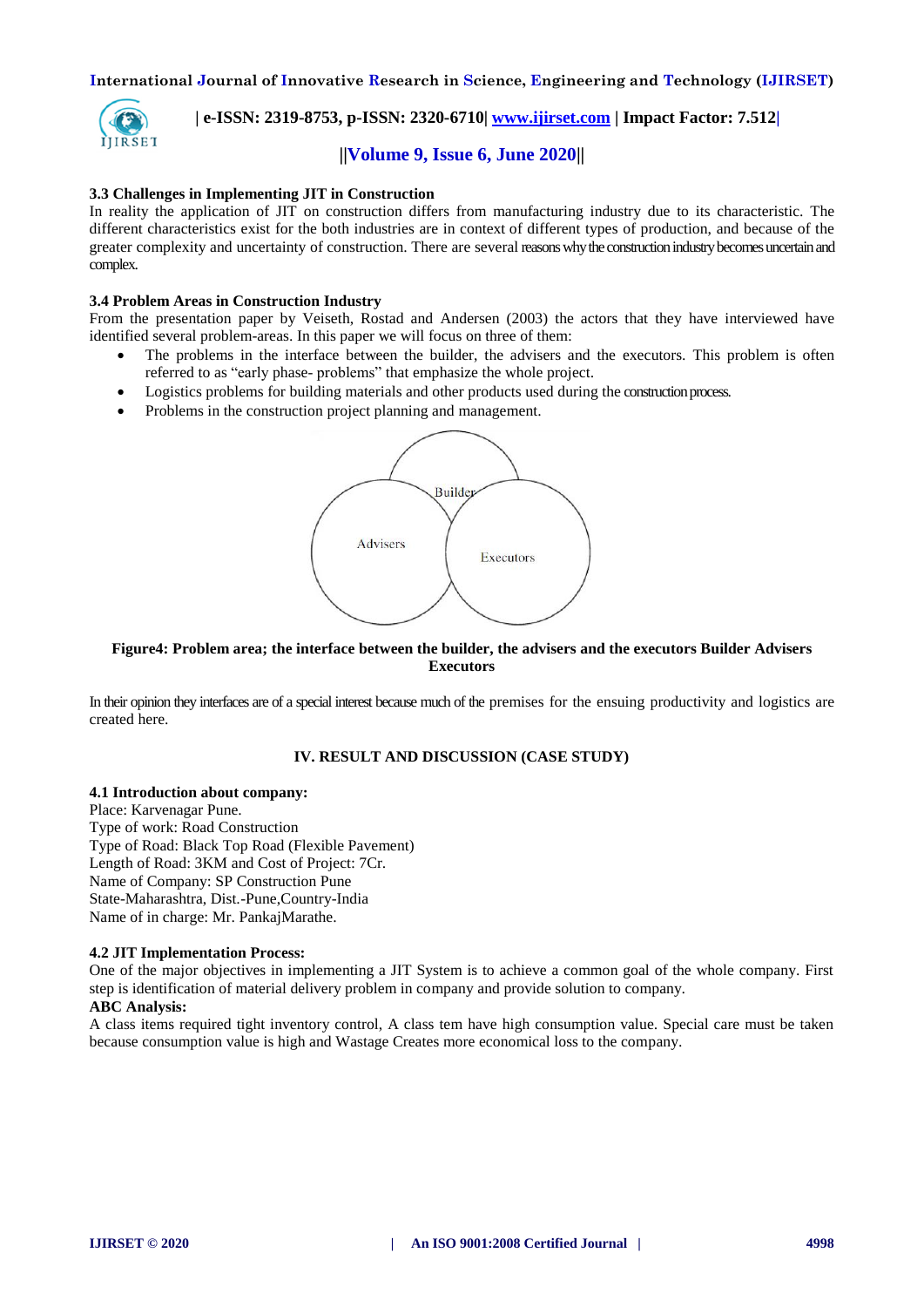### 3.3 Challenges in Implementing JIT in Construction

In reality the application of JIT on construction differs from manufacturing industry due to its characteristic. The different characteristics exist for the both industries are in context of different types of production, and because of the greater complexity and uncertainty of construction. There are several reasons why the construction industry becomes uncertain and complex.

### 3.4 Problem Areas in Construction Industry

From the presentation paper by Veiseth, Rostad and Andersen (2003) the actors that they have interviewed have identified several problem-areas. In this paper we will focus on three of them:

- The problems in the interface between the builder, the advisers and the executors. This problem is often referred to as "early phase- problems" that emphasize the whole project.
- Logistics problems for building materials and other products used during the construction process.
- Problems in the construction project planning and management.

Builder

Advisers

Executors

**Figure4: Problem area; the interface between the builder, the advisers and the executors Builder Advisers Executors**

In their opinion they interfaces are of a special interest because much of the premises for the ensuing productivity and logistics are created here.

## IV. RESULT AND DISCUSSION (CASE STUDY)

### 4.1 Introduction about company:

Place: Karvenagar Pune.
Type of work: Road Construction
Type of Road: Black Top Road (Flexible Pavement)
Length of Road: 3KM and Cost of Project: 7Cr.
Name of Company: SP Construction Pune
State-Maharashtra, Dist.-Pune,Country-India
Name of in charge: Mr. PankajMarathe.

### 4.2 JIT Implementation Process:

One of the major objectives in implementing a JIT System is to achieve a common goal of the whole company. First step is identification of material delivery problem in company and provide solution to company.

**ABC Analysis:**

A class items required tight inventory control, A class tem have high consumption value. Special care must be taken because consumption value is high and Wastage Creates more economical loss to the company.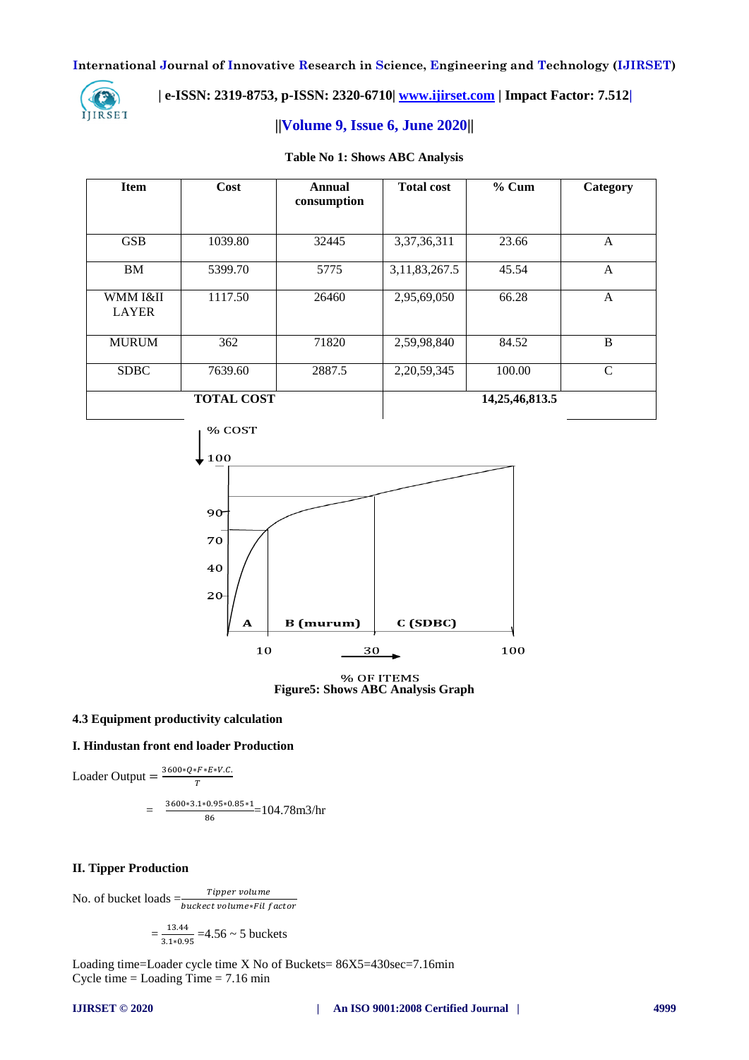**Table No 1: Shows ABC Analysis**

| Item | Cost | Annual consumption | Total cost | % Cum | Category |
|---|---|---|---|---|---|
| GSB | 1039.80 | 32445 | 3,37,36,311 | 23.66 | A |
| BM | 5399.70 | 5775 | 3,11,83,267.5 | 45.54 | A |
| WMM I&II LAYER | 1117.50 | 26460 | 2,95,69,050 | 66.28 | A |
| MURUM | 362 | 71820 | 2,59,98,840 | 84.52 | B |
| SDBC | 7639.60 | 2887.5 | 2,20,59,345 | 100.00 | C |
| TOTAL COST | | | 14,25,46,813.5 | | |

% COST

100

90

70

40

20

A    B (murum)    C (SDBC)

10    30    100

% OF ITEMS

**Figure5: Shows ABC Analysis Graph**

### 4.3 Equipment productivity calculation

#### I. Hindustan front end loader Production

$$\text{Loader Output} = \frac{3600*Q*F*E*V.C.}{T}$$

$$= \frac{3600*3.1*0.95*0.85*1}{86} = 104.78 \text{m3/hr}$$

#### II. Tipper Production

$$\text{No. of bucket loads} = \frac{Tipper\ volume}{bucket\ volume*Fil\ factor}$$

$$= \frac{13.44}{3.1*0.95} = 4.56 \sim 5 \text{ buckets}$$

Loading time=Loader cycle time X No of Buckets= 86X5=430sec=7.16min
Cycle time = Loading Time = 7.16 min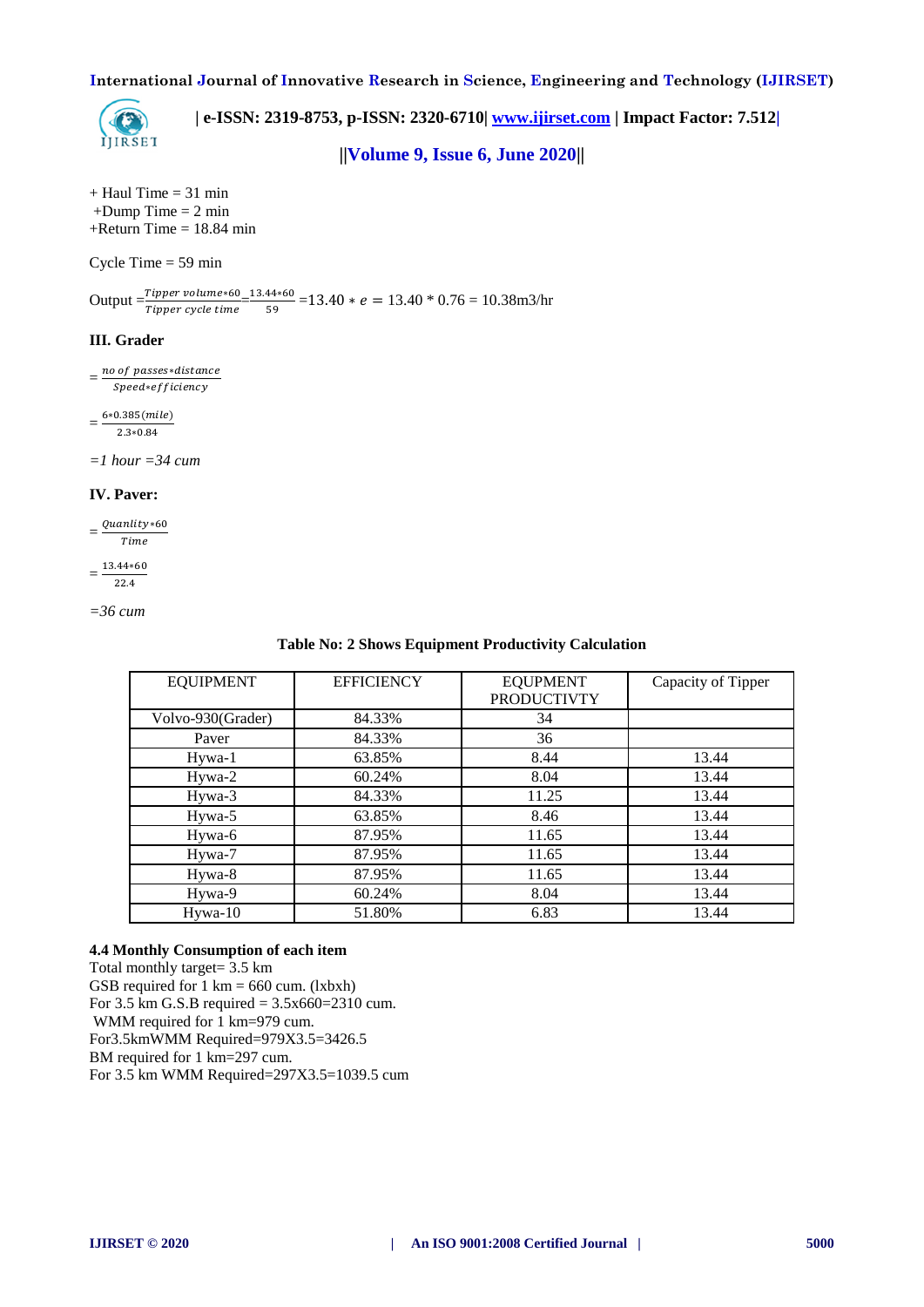\+ Haul Time = 31 min
+Dump Time = 2 min
+Return Time = 18.84 min

Cycle Time = 59 min

Output $=\frac{Tipper\ volume*60}{Tipper\ cycle\ time}=\frac{13.44*60}{59}=13.40*e=13.40*0.76=10.38$m3/hr

### III. Grader

$=\frac{no\ of\ passes*distance}{Speed*efficiency}$

$=\frac{6*0.385(mile)}{2.3*0.84}$

*=1 hour =34 cum*

### IV. Paver:

$=\frac{Quanlity*60}{Time}$

$=\frac{13.44*60}{22.4}$

*=36 cum*

**Table No: 2 Shows Equipment Productivity Calculation**

| EQUIPMENT | EFFICIENCY | EQUPMENT PRODUCTIVTY | Capacity of Tipper |
|---|---|---|---|
| Volvo-930(Grader) | 84.33% | 34 | |
| Paver | 84.33% | 36 | |
| Hywa-1 | 63.85% | 8.44 | 13.44 |
| Hywa-2 | 60.24% | 8.04 | 13.44 |
| Hywa-3 | 84.33% | 11.25 | 13.44 |
| Hywa-5 | 63.85% | 8.46 | 13.44 |
| Hywa-6 | 87.95% | 11.65 | 13.44 |
| Hywa-7 | 87.95% | 11.65 | 13.44 |
| Hywa-8 | 87.95% | 11.65 | 13.44 |
| Hywa-9 | 60.24% | 8.04 | 13.44 |
| Hywa-10 | 51.80% | 6.83 | 13.44 |

### 4.4 Monthly Consumption of each item

Total monthly target= 3.5 km
GSB required for 1 km = 660 cum. (lxbxh)
For 3.5 km G.S.B required = 3.5x660=2310 cum.
WMM required for 1 km=979 cum.
For3.5kmWMM Required=979X3.5=3426.5
BM required for 1 km=297 cum.
For 3.5 km WMM Required=297X3.5=1039.5 cum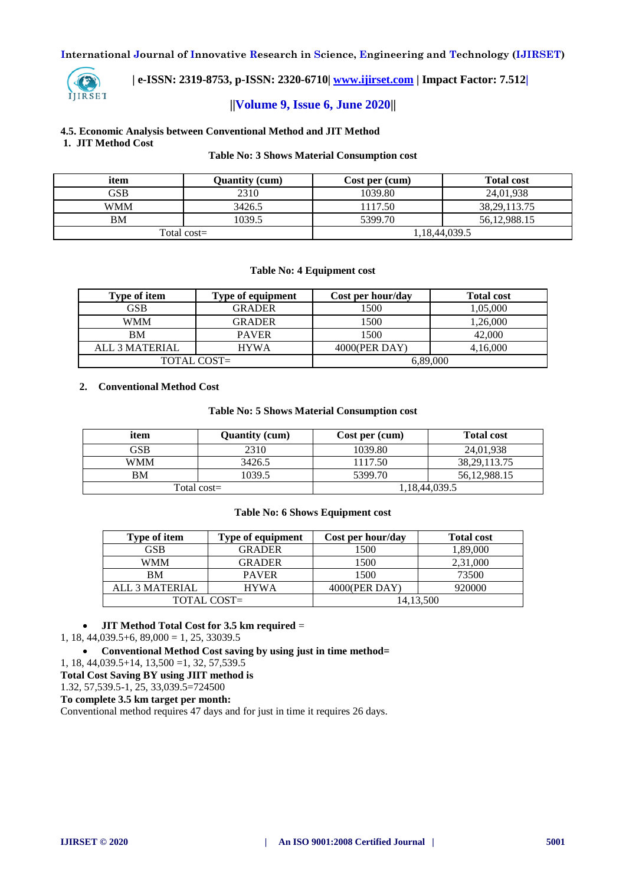### 4.5. Economic Analysis between Conventional Method and JIT Method

**1. JIT Method Cost**

**Table No: 3 Shows Material Consumption cost**

| item | Quantity (cum) | Cost per (cum) | Total cost |
|---|---|---|---|
| GSB | 2310 | 1039.80 | 24,01,938 |
| WMM | 3426.5 | 1117.50 | 38,29,113.75 |
| BM | 1039.5 | 5399.70 | 56,12,988.15 |
| Total cost= | | 1,18,44,039.5 | |

**Table No: 4 Equipment cost**

| Type of item | Type of equipment | Cost per hour/day | Total cost |
|---|---|---|---|
| GSB | GRADER | 1500 | 1,05,000 |
| WMM | GRADER | 1500 | 1,26,000 |
| BM | PAVER | 1500 | 42,000 |
| ALL 3 MATERIAL | HYWA | 4000(PER DAY) | 4,16,000 |
| TOTAL COST= | | 6,89,000 | |

**2. Conventional Method Cost**

**Table No: 5 Shows Material Consumption cost**

| item | Quantity (cum) | Cost per (cum) | Total cost |
|---|---|---|---|
| GSB | 2310 | 1039.80 | 24,01,938 |
| WMM | 3426.5 | 1117.50 | 38,29,113.75 |
| BM | 1039.5 | 5399.70 | 56,12,988.15 |
| Total cost= | | 1,18,44,039.5 | |

**Table No: 6 Shows Equipment cost**

| Type of item | Type of equipment | Cost per hour/day | Total cost |
|---|---|---|---|
| GSB | GRADER | 1500 | 1,89,000 |
| WMM | GRADER | 1500 | 2,31,000 |
| BM | PAVER | 1500 | 73500 |
| ALL 3 MATERIAL | HYWA | 4000(PER DAY) | 920000 |
| TOTAL COST= | | 14,13,500 | |

- **JIT Method Total Cost for 3.5 km required** =

1, 18, 44,039.5+6, 89,000 = 1, 25, 33039.5

- **Conventional Method Cost saving by using just in time method=**

1, 18, 44,039.5+14, 13,500 =1, 32, 57,539.5

**Total Cost Saving BY using JIIT method is**

1.32, 57,539.5-1, 25, 33,039.5=724500

**To complete 3.5 km target per month:**

Conventional method requires 47 days and for just in time it requires 26 days.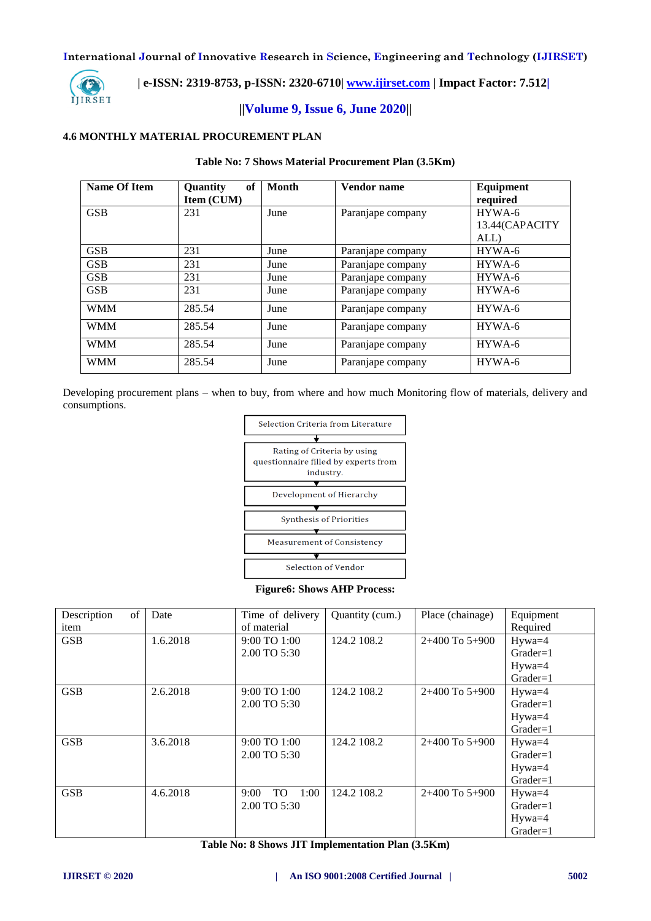### 4.6 MONTHLY MATERIAL PROCUREMENT PLAN

**Table No: 7 Shows Material Procurement Plan (3.5Km)**

| Name Of Item | Quantity of Item (CUM) | Month | Vendor name | Equipment required |
|---|---|---|---|---|
| GSB | 231 | June | Paranjape company | HYWA-6 13.44(CAPACITY ALL) |
| GSB | 231 | June | Paranjape company | HYWA-6 |
| GSB | 231 | June | Paranjape company | HYWA-6 |
| GSB | 231 | June | Paranjape company | HYWA-6 |
| GSB | 231 | June | Paranjape company | HYWA-6 |
| WMM | 285.54 | June | Paranjape company | HYWA-6 |
| WMM | 285.54 | June | Paranjape company | HYWA-6 |
| WMM | 285.54 | June | Paranjape company | HYWA-6 |
| WMM | 285.54 | June | Paranjape company | HYWA-6 |

Developing procurement plans – when to buy, from where and how much Monitoring flow of materials, delivery and consumptions.

Selection Criteria from Literature
↓
Rating of Criteria by using questionnaire filled by experts from industry.
↓
Development of Hierarchy
↓
Synthesis of Priorities
↓
Measurement of Consistency
↓
Selection of Vendor

**Figure6: Shows AHP Process:**

| Description of item | Date | Time of delivery of material | Quantity (cum.) | Place (chainage) | Equipment Required |
|---|---|---|---|---|---|
| GSB | 1.6.2018 | 9:00 TO 1:00<br>2.00 TO 5:30 | 124.2 108.2 | 2+400 To 5+900 | Hywa=4<br>Grader=1<br>Hywa=4<br>Grader=1 |
| GSB | 2.6.2018 | 9:00 TO 1:00<br>2.00 TO 5:30 | 124.2 108.2 | 2+400 To 5+900 | Hywa=4<br>Grader=1<br>Hywa=4<br>Grader=1 |
| GSB | 3.6.2018 | 9:00 TO 1:00<br>2.00 TO 5:30 | 124.2 108.2 | 2+400 To 5+900 | Hywa=4<br>Grader=1<br>Hywa=4<br>Grader=1 |
| GSB | 4.6.2018 | 9:00 TO 1:00<br>2.00 TO 5:30 | 124.2 108.2 | 2+400 To 5+900 | Hywa=4<br>Grader=1<br>Hywa=4<br>Grader=1 |

**Table No: 8 Shows JIT Implementation Plan (3.5Km)**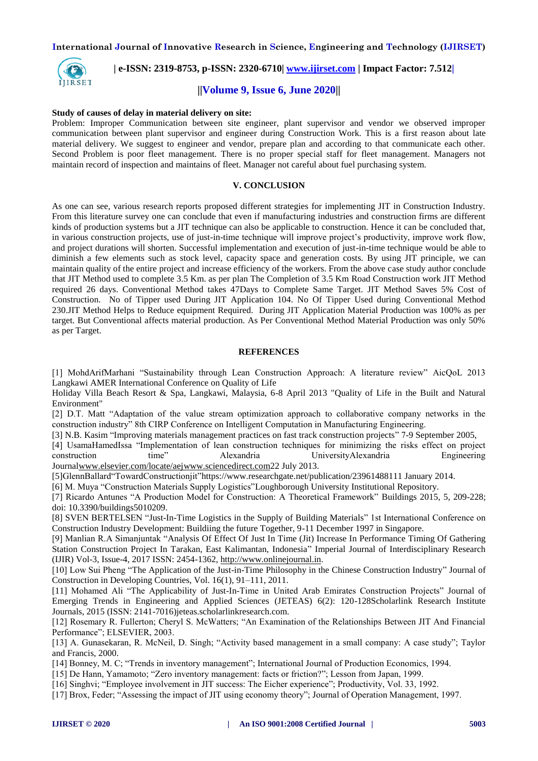**Study of causes of delay in material delivery on site:**

Problem: Improper Communication between site engineer, plant supervisor and vendor we observed improper communication between plant supervisor and engineer during Construction Work. This is a first reason about late material delivery. We suggest to engineer and vendor, prepare plan and according to that communicate each other. Second Problem is poor fleet management. There is no proper special staff for fleet management. Managers not maintain record of inspection and maintains of fleet. Manager not careful about fuel purchasing system.

## V. CONCLUSION

As one can see, various research reports proposed different strategies for implementing JIT in Construction Industry. From this literature survey one can conclude that even if manufacturing industries and construction firms are different kinds of production systems but a JIT technique can also be applicable to construction. Hence it can be concluded that, in various construction projects, use of just-in-time technique will improve project's productivity, improve work flow, and project durations will shorten. Successful implementation and execution of just-in-time technique would be able to diminish a few elements such as stock level, capacity space and generation costs. By using JIT principle, we can maintain quality of the entire project and increase efficiency of the workers. From the above case study author conclude that JIT Method used to complete 3.5 Km. as per plan The Completion of 3.5 Km Road Construction work JIT Method required 26 days. Conventional Method takes 47Days to Complete Same Target. JIT Method Saves 5% Cost of Construction. No of Tipper used During JIT Application 104. No Of Tipper Used during Conventional Method 230.JIT Method Helps to Reduce equipment Required. During JIT Application Material Production was 100% as per target. But Conventional affects material production. As Per Conventional Method Material Production was only 50% as per Target.

## REFERENCES

[1] MohdArifMarhani "Sustainability through Lean Construction Approach: A literature review" AicQoL 2013 Langkawi AMER International Conference on Quality of Life
Holiday Villa Beach Resort & Spa, Langkawi, Malaysia, 6-8 April 2013 "Quality of Life in the Built and Natural Environment"

[2] D.T. Matt "Adaptation of the value stream optimization approach to collaborative company networks in the construction industry" 8th CIRP Conference on Intelligent Computation in Manufacturing Engineering.

[3] N.B. Kasim "Improving materials management practices on fast track construction projects" 7-9 September 2005,

[4] UsamaHamedIssa "Implementation of lean construction techniques for minimizing the risks effect on project construction time" Alexandria UniversityAlexandria Engineering Journalwww.elsevier.com/locate/aejwww.sciencedirect.com22 July 2013.

[5]GlennBallard"TowardConstructionjit"https://www.researchgate.net/publication/23961488111 January 2014.

[6] M. Muya "Construction Materials Supply Logistics"Loughborough University Institutional Repository.

[7] Ricardo Antunes "A Production Model for Construction: A Theoretical Framework" Buildings 2015, 5, 209-228; doi: 10.3390/buildings5010209.

[8] SVEN BERTELSEN "Just-In-Time Logistics in the Supply of Building Materials" 1st International Conference on Construction Industry Development: Buildiing the future Together, 9-11 December 1997 in Singapore.

[9] Manlian R.A Simanjuntak "Analysis Of Effect Of Just In Time (Jit) Increase In Performance Timing Of Gathering Station Construction Project In Tarakan, East Kalimantan, Indonesia" Imperial Journal of Interdisciplinary Research (IJIR) Vol-3, Issue-4, 2017 ISSN: 2454-1362, http://www.onlinejournal.in.

[10] Low Sui Pheng "The Application of the Just-in-Time Philosophy in the Chinese Construction Industry" Journal of Construction in Developing Countries, Vol. 16(1), 91–111, 2011.

[11] Mohamed Ali "The Applicability of Just-In-Time in United Arab Emirates Construction Projects" Journal of Emerging Trends in Engineering and Applied Sciences (JETEAS) 6(2): 120-128Scholarlink Research Institute Journals, 2015 (ISSN: 2141-7016)jeteas.scholarlinkresearch.com.

[12] Rosemary R. Fullerton; Cheryl S. McWatters; "An Examination of the Relationships Between JIT And Financial Performance"; ELSEVIER, 2003.

[13] A. Gunasekaran, R. McNeil, D. Singh; "Activity based management in a small company: A case study"; Taylor and Francis, 2000.

[14] Bonney, M. C; "Trends in inventory management"; International Journal of Production Economics, 1994.

[15] De Hann, Yamamoto; "Zero inventory management: facts or friction?"; Lesson from Japan, 1999.

[16] Singhvi; "Employee involvement in JIT success: The Eicher experience"; Productivity, Vol. 33, 1992.

[17] Brox, Feder; "Assessing the impact of JIT using economy theory"; Journal of Operation Management, 1997.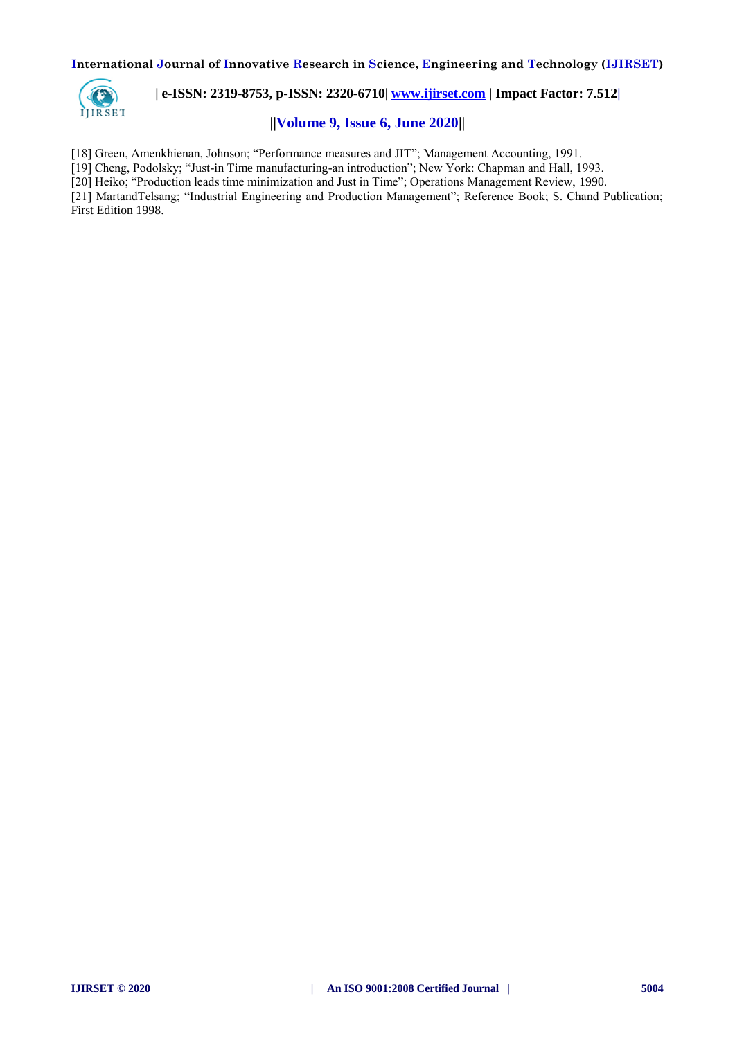[18] Green, Amenkhienan, Johnson; "Performance measures and JIT"; Management Accounting, 1991.

[19] Cheng, Podolsky; "Just-in Time manufacturing-an introduction"; New York: Chapman and Hall, 1993.

[20] Heiko; "Production leads time minimization and Just in Time"; Operations Management Review, 1990.

[21] MartandTelsang; "Industrial Engineering and Production Management"; Reference Book; S. Chand Publication; First Edition 1998.